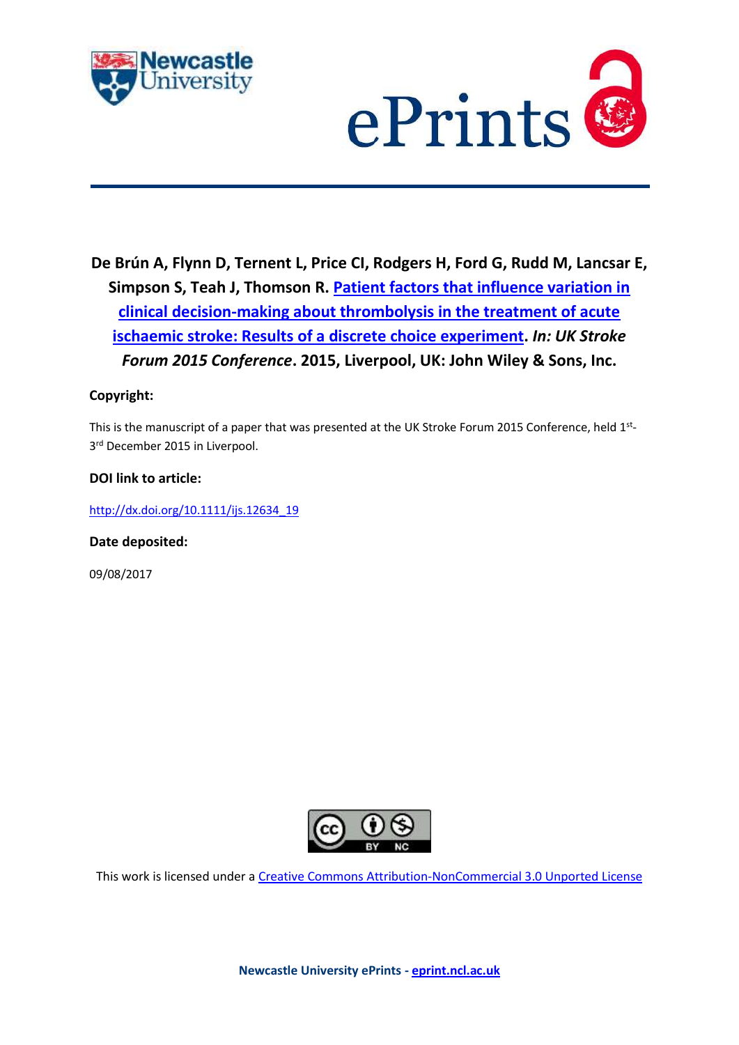**De Brún A, Flynn D, Ternent L, Price CI, Rodgers H, Ford G, Rudd M, Lancsar E, Simpson S, Teah J, Thomson R. Patient factors that influence variation in clinical decision-making about thrombolysis in the treatment of acute ischaemic stroke: Results of a discrete choice experiment. *In: UK Stroke Forum 2015 Conference*. 2015, Liverpool, UK: John Wiley & Sons, Inc.**

**Copyright:**

This is the manuscript of a paper that was presented at the UK Stroke Forum 2015 Conference, held 1st-3rd December 2015 in Liverpool.

**DOI link to article:**

http://dx.doi.org/10.1111/ijs.12634_19

**Date deposited:**

09/08/2017

This work is licensed under a Creative Commons Attribution-NonCommercial 3.0 Unported License

**Newcastle University ePrints - eprint.ncl.ac.uk**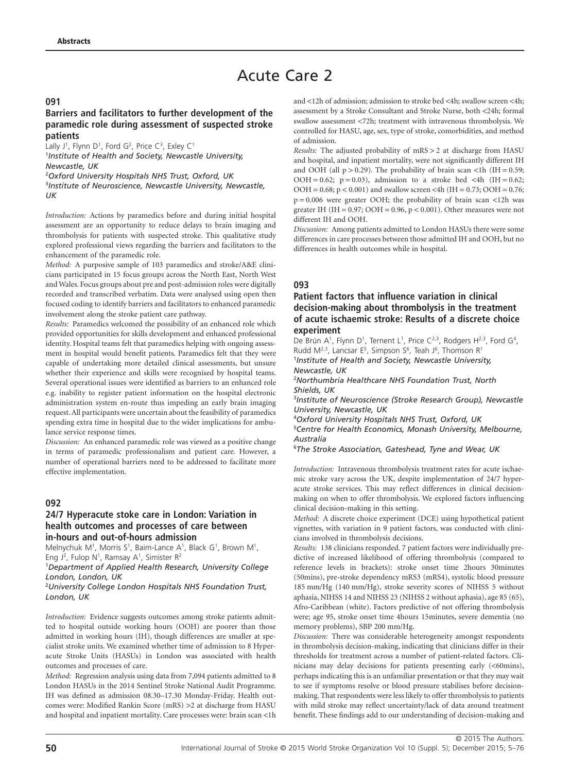# Acute Care 2

## 091

### Barriers and facilitators to further development of the paramedic role during assessment of suspected stroke patients

Lally J[1], Flynn D[1], Ford G[2], Price C[3], Exley C[1]

[1]*Institute of Health and Society, Newcastle University, Newcastle, UK*

[2]*Oxford University Hospitals NHS Trust, Oxford, UK*

[3]*Institute of Neuroscience, Newcastle University, Newcastle, UK*

*Introduction:* Actions by paramedics before and during initial hospital assessment are an opportunity to reduce delays to brain imaging and thrombolysis for patients with suspected stroke. This qualitative study explored professional views regarding the barriers and facilitators to the enhancement of the paramedic role.

*Method:* A purposive sample of 103 paramedics and stroke/A&E clinicians participated in 15 focus groups across the North East, North West and Wales. Focus groups about pre and post-admission roles were digitally recorded and transcribed verbatim. Data were analysed using open then focused coding to identify barriers and facilitators to enhanced paramedic involvement along the stroke patient care pathway.

*Results:* Paramedics welcomed the possibility of an enhanced role which provided opportunities for skills development and enhanced professional identity. Hospital teams felt that paramedics helping with ongoing assessment in hospital would benefit patients. Paramedics felt that they were capable of undertaking more detailed clinical assessments, but unsure whether their experience and skills were recognised by hospital teams. Several operational issues were identified as barriers to an enhanced role e.g. inability to register patient information on the hospital electronic administration system en-route thus impeding an early brain imaging request. All participants were uncertain about the feasibility of paramedics spending extra time in hospital due to the wider implications for ambulance service response times.

*Discussion:* An enhanced paramedic role was viewed as a positive change in terms of paramedic professionalism and patient care. However, a number of operational barriers need to be addressed to facilitate more effective implementation.

## 092

### 24/7 Hyperacute stoke care in London: Variation in health outcomes and processes of care between in-hours and out-of-hours admission

Melnychuk M[1], Morris S[1], Baim-Lance A[1], Black G[1], Brown M[1], Eng J[2], Fulop N[1], Ramsay A[1], Simister R[2]

[1]*Department of Applied Health Research, University College London, London, UK*

[2]*University College London Hospitals NHS Foundation Trust, London, UK*

*Introduction:* Evidence suggests outcomes among stroke patients admitted to hospital outside working hours (OOH) are poorer than those admitted in working hours (IH), though differences are smaller at specialist stroke units. We examined whether time of admission to 8 Hyperacute Stroke Units (HASUs) in London was associated with health outcomes and processes of care.

*Method:* Regression analysis using data from 7,094 patients admitted to 8 London HASUs in the 2014 Sentinel Stroke National Audit Programme. IH was defined as admission 08.30–17.30 Monday-Friday. Health outcomes were: Modified Rankin Score (mRS) >2 at discharge from HASU and hospital and inpatient mortality. Care processes were: brain scan <1h and <12h of admission; admission to stroke bed <4h; swallow screen <4h; assessment by a Stroke Consultant and Stroke Nurse, both <24h; formal swallow assessment <72h; treatment with intravenous thrombolysis. We controlled for HASU, age, sex, type of stroke, comorbidities, and method of admission.

*Results:* The adjusted probability of mRS > 2 at discharge from HASU and hospital, and inpatient mortality, were not significantly different IH and OOH (all $p > 0.29$). The probability of brain scan <1h (IH = 0.59; OOH = 0.62; $p = 0.03$), admission to a stroke bed <4h (IH = 0.62; OOH = 0.68; $p < 0.001$) and swallow screen <4h (IH = 0.73; OOH = 0.76; $p = 0.006$ were greater OOH; the probability of brain scan <12h was greater IH (IH = 0.97; OOH = 0.96, $p < 0.001$). Other measures were not different IH and OOH.

*Discussion:* Among patients admitted to London HASUs there were some differences in care processes between those admitted IH and OOH, but no differences in health outcomes while in hospital.

## 093

### Patient factors that influence variation in clinical decision-making about thrombolysis in the treatment of acute ischaemic stroke: Results of a discrete choice experiment

De Brún A[1], Flynn D[1], Ternent L[1], Price C[2,3], Rodgers H[2,3], Ford G[4], Rudd M[2,3], Lancsar E[5], Simpson S[6], Teah J[6], Thomson R[1]

[1]*Institute of Health and Society, Newcastle University, Newcastle, UK*

[2]*Northumbria Healthcare NHS Foundation Trust, North Shields, UK*

[3]*Institute of Neuroscience (Stroke Research Group), Newcastle University, Newcastle, UK*

[4]*Oxford University Hospitals NHS Trust, Oxford, UK*

[5]*Centre for Health Economics, Monash University, Melbourne, Australia*

[6]*The Stroke Association, Gateshead, Tyne and Wear, UK*

*Introduction:* Intravenous thrombolysis treatment rates for acute ischaemic stroke vary across the UK, despite implementation of 24/7 hyperacute stroke services. This may reflect differences in clinical decision-making on when to offer thrombolysis. We explored factors influencing clinical decision-making in this setting.

*Method:* A discrete choice experiment (DCE) using hypothetical patient vignettes, with variation in 9 patient factors, was conducted with clinicians involved in thrombolysis decisions.

*Results:* 138 clinicians responded. 7 patient factors were individually predictive of increased likelihood of offering thrombolysis (compared to reference levels in brackets): stroke onset time 2hours 30minutes (50mins), pre-stroke dependency mRS3 (mRS4), systolic blood pressure 185 mm/Hg (140 mm/Hg), stroke severity scores of NIHSS 5 without aphasia, NIHSS 14 and NIHSS 23 (NIHSS 2 without aphasia), age 85 (65), Afro-Caribbean (white). Factors predictive of not offering thrombolysis were; age 95, stroke onset time 4hours 15minutes, severe dementia (no memory problems), SBP 200 mm/Hg.

*Discussion:* There was considerable heterogeneity amongst respondents in thrombolysis decision-making, indicating that clinicians differ in their thresholds for treatment across a number of patient-related factors. Clinicians may delay decisions for patients presenting early (<60mins), perhaps indicating this is an unfamiliar presentation or that they may wait to see if symptoms resolve or blood pressure stabilises before decision-making. That respondents were less likely to offer thrombolysis to patients with mild stroke may reflect uncertainty/lack of data around treatment benefit. These findings add to our understanding of decision-making and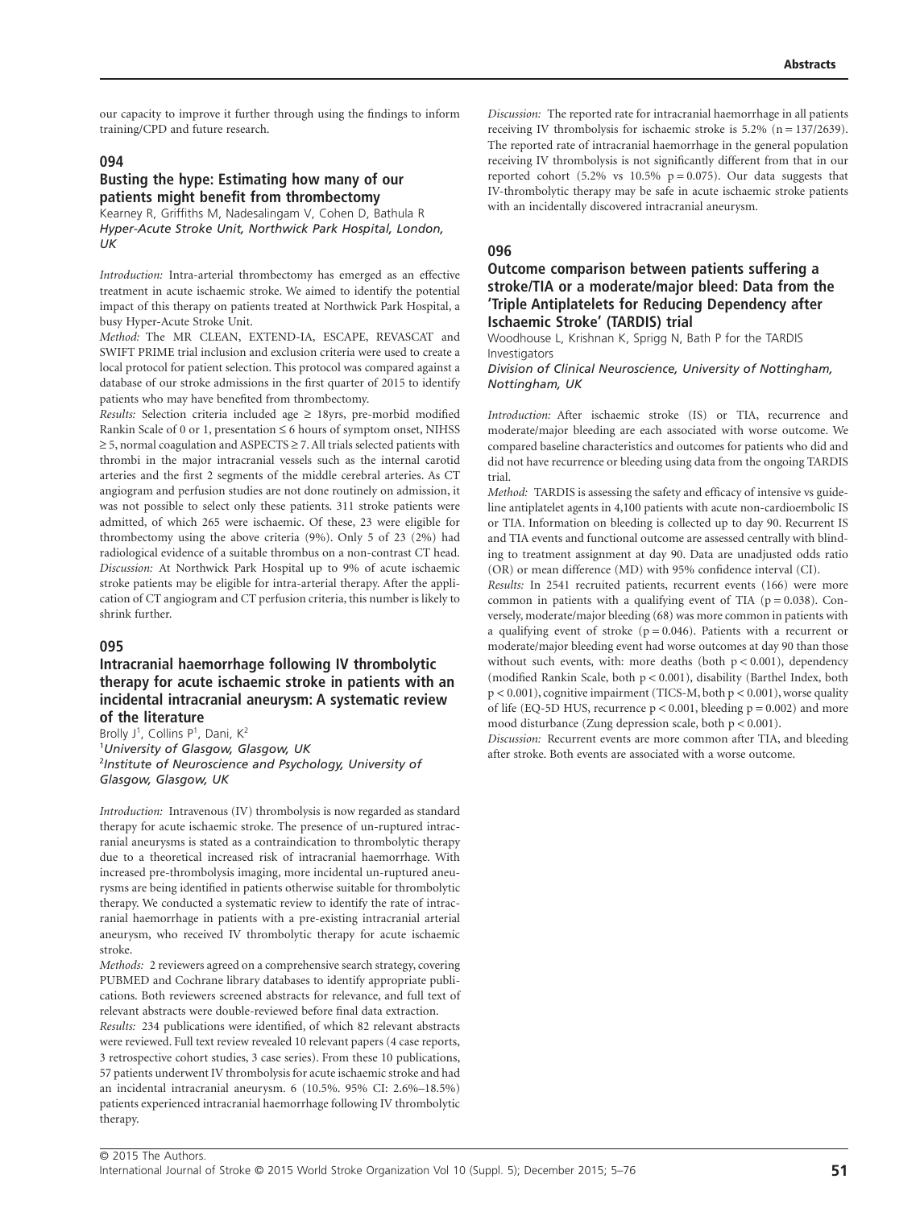our capacity to improve it further through using the findings to inform training/CPD and future research.

### 094

## Busting the hype: Estimating how many of our patients might benefit from thrombectomy

Kearney R, Griffiths M, Nadesalingam V, Cohen D, Bathula R

*Hyper-Acute Stroke Unit, Northwick Park Hospital, London, UK*

*Introduction:* Intra-arterial thrombectomy has emerged as an effective treatment in acute ischaemic stroke. We aimed to identify the potential impact of this therapy on patients treated at Northwick Park Hospital, a busy Hyper-Acute Stroke Unit.

*Method:* The MR CLEAN, EXTEND-IA, ESCAPE, REVASCAT and SWIFT PRIME trial inclusion and exclusion criteria were used to create a local protocol for patient selection. This protocol was compared against a database of our stroke admissions in the first quarter of 2015 to identify patients who may have benefited from thrombectomy.

*Results:* Selection criteria included age ≥ 18yrs, pre-morbid modified Rankin Scale of 0 or 1, presentation ≤ 6 hours of symptom onset, NIHSS ≥ 5, normal coagulation and ASPECTS ≥ 7. All trials selected patients with thrombi in the major intracranial vessels such as the internal carotid arteries and the first 2 segments of the middle cerebral arteries. As CT angiogram and perfusion studies are not done routinely on admission, it was not possible to select only these patients. 311 stroke patients were admitted, of which 265 were ischaemic. Of these, 23 were eligible for thrombectomy using the above criteria (9%). Only 5 of 23 (2%) had radiological evidence of a suitable thrombus on a non-contrast CT head.

*Discussion:* At Northwick Park Hospital up to 9% of acute ischaemic stroke patients may be eligible for intra-arterial therapy. After the application of CT angiogram and CT perfusion criteria, this number is likely to shrink further.

### 095

## Intracranial haemorrhage following IV thrombolytic therapy for acute ischaemic stroke in patients with an incidental intracranial aneurysm: A systematic review of the literature

Brolly J[1], Collins P[1], Dani, K[2]

[1]*University of Glasgow, Glasgow, UK*
[2]*Institute of Neuroscience and Psychology, University of Glasgow, Glasgow, UK*

*Introduction:* Intravenous (IV) thrombolysis is now regarded as standard therapy for acute ischaemic stroke. The presence of un-ruptured intracranial aneurysms is stated as a contraindication to thrombolytic therapy due to a theoretical increased risk of intracranial haemorrhage. With increased pre-thrombolysis imaging, more incidental un-ruptured aneurysms are being identified in patients otherwise suitable for thrombolytic therapy. We conducted a systematic review to identify the rate of intracranial haemorrhage in patients with a pre-existing intracranial arterial aneurysm, who received IV thrombolytic therapy for acute ischaemic stroke.

*Methods:* 2 reviewers agreed on a comprehensive search strategy, covering PUBMED and Cochrane library databases to identify appropriate publications. Both reviewers screened abstracts for relevance, and full text of relevant abstracts were double-reviewed before final data extraction.

*Results:* 234 publications were identified, of which 82 relevant abstracts were reviewed. Full text review revealed 10 relevant papers (4 case reports, 3 retrospective cohort studies, 3 case series). From these 10 publications, 57 patients underwent IV thrombolysis for acute ischaemic stroke and had an incidental intracranial aneurysm. 6 (10.5%. 95% CI: 2.6%–18.5%) patients experienced intracranial haemorrhage following IV thrombolytic therapy.

*Discussion:* The reported rate for intracranial haemorrhage in all patients receiving IV thrombolysis for ischaemic stroke is 5.2% (n = 137/2639). The reported rate of intracranial haemorrhage in the general population receiving IV thrombolysis is not significantly different from that in our reported cohort (5.2% vs 10.5% $p = 0.075$). Our data suggests that IV-thrombolytic therapy may be safe in acute ischaemic stroke patients with an incidentally discovered intracranial aneurysm.

### 096

## Outcome comparison between patients suffering a stroke/TIA or a moderate/major bleed: Data from the 'Triple Antiplatelets for Reducing Dependency after Ischaemic Stroke' (TARDIS) trial

Woodhouse L, Krishnan K, Sprigg N, Bath P for the TARDIS Investigators

*Division of Clinical Neuroscience, University of Nottingham, Nottingham, UK*

*Introduction:* After ischaemic stroke (IS) or TIA, recurrence and moderate/major bleeding are each associated with worse outcome. We compared baseline characteristics and outcomes for patients who did and did not have recurrence or bleeding using data from the ongoing TARDIS trial.

*Method:* TARDIS is assessing the safety and efficacy of intensive vs guideline antiplatelet agents in 4,100 patients with acute non-cardioembolic IS or TIA. Information on bleeding is collected up to day 90. Recurrent IS and TIA events and functional outcome are assessed centrally with blinding to treatment assignment at day 90. Data are unadjusted odds ratio (OR) or mean difference (MD) with 95% confidence interval (CI).

*Results:* In 2541 recruited patients, recurrent events (166) were more common in patients with a qualifying event of TIA ($p = 0.038$). Conversely, moderate/major bleeding (68) was more common in patients with a qualifying event of stroke ($p = 0.046$). Patients with a recurrent or moderate/major bleeding event had worse outcomes at day 90 than those without such events, with: more deaths (both $p < 0.001$), dependency (modified Rankin Scale, both $p < 0.001$), disability (Barthel Index, both $p < 0.001$), cognitive impairment (TICS-M, both $p < 0.001$), worse quality of life (EQ-5D HUS, recurrence $p < 0.001$, bleeding $p = 0.002$) and more mood disturbance (Zung depression scale, both $p < 0.001$).

*Discussion:* Recurrent events are more common after TIA, and bleeding after stroke. Both events are associated with a worse outcome.